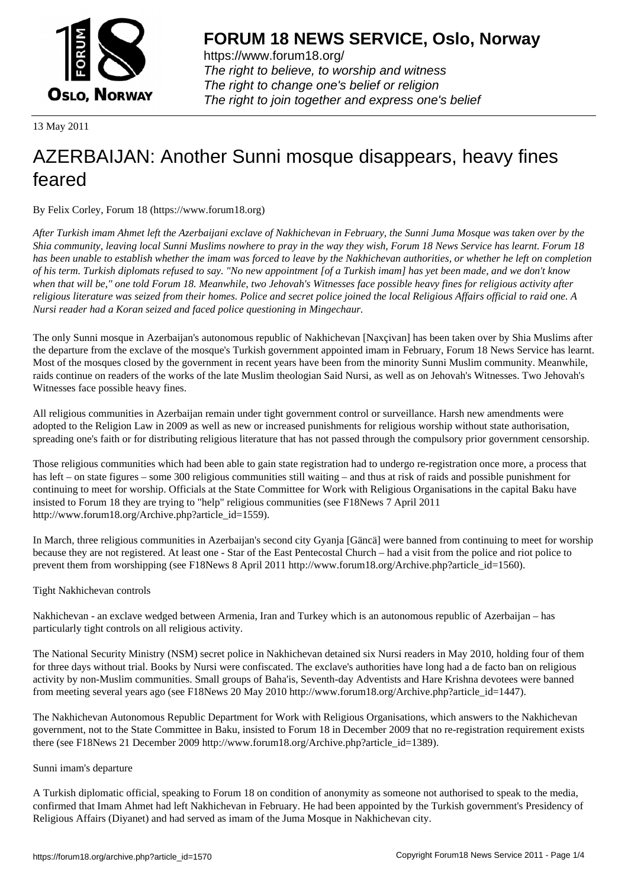**FORUM 18 NEWS SERVICE, Oslo, Norway**

https://www.forum18.org/
*The right to believe, to worship and witness*
*The right to change one's belief or religion*
*The right to join together and express one's belief*

13 May 2011

# AZERBAIJAN: Another Sunni mosque disappears, heavy fines feared

By Felix Corley, Forum 18 (https://www.forum18.org)

*After Turkish imam Ahmet left the Azerbaijani exclave of Nakhichevan in February, the Sunni Juma Mosque was taken over by the Shia community, leaving local Sunni Muslims nowhere to pray in the way they wish, Forum 18 News Service has learnt. Forum 18 has been unable to establish whether the imam was forced to leave by the Nakhichevan authorities, or whether he left on completion of his term. Turkish diplomats refused to say. "No new appointment [of a Turkish imam] has yet been made, and we don't know when that will be," one told Forum 18. Meanwhile, two Jehovah's Witnesses face possible heavy fines for religious activity after religious literature was seized from their homes. Police and secret police joined the local Religious Affairs official to raid one. A Nursi reader had a Koran seized and faced police questioning in Mingechaur.*

The only Sunni mosque in Azerbaijan's autonomous republic of Nakhichevan [Naxçivan] has been taken over by Shia Muslims after the departure from the exclave of the mosque's Turkish government appointed imam in February, Forum 18 News Service has learnt. Most of the mosques closed by the government in recent years have been from the minority Sunni Muslim community. Meanwhile, raids continue on readers of the works of the late Muslim theologian Said Nursi, as well as on Jehovah's Witnesses. Two Jehovah's Witnesses face possible heavy fines.

All religious communities in Azerbaijan remain under tight government control or surveillance. Harsh new amendments were adopted to the Religion Law in 2009 as well as new or increased punishments for religious worship without state authorisation, spreading one's faith or for distributing religious literature that has not passed through the compulsory prior government censorship.

Those religious communities which had been able to gain state registration had to undergo re-registration once more, a process that has left – on state figures – some 300 religious communities still waiting – and thus at risk of raids and possible punishment for continuing to meet for worship. Officials at the State Committee for Work with Religious Organisations in the capital Baku have insisted to Forum 18 they are trying to "help" religious communities (see F18News 7 April 2011 http://www.forum18.org/Archive.php?article_id=1559).

In March, three religious communities in Azerbaijan's second city Gyanja [Gäncä] were banned from continuing to meet for worship because they are not registered. At least one - Star of the East Pentecostal Church – had a visit from the police and riot police to prevent them from worshipping (see F18News 8 April 2011 http://www.forum18.org/Archive.php?article_id=1560).

Tight Nakhichevan controls

Nakhichevan - an exclave wedged between Armenia, Iran and Turkey which is an autonomous republic of Azerbaijan – has particularly tight controls on all religious activity.

The National Security Ministry (NSM) secret police in Nakhichevan detained six Nursi readers in May 2010, holding four of them for three days without trial. Books by Nursi were confiscated. The exclave's authorities have long had a de facto ban on religious activity by non-Muslim communities. Small groups of Baha'is, Seventh-day Adventists and Hare Krishna devotees were banned from meeting several years ago (see F18News 20 May 2010 http://www.forum18.org/Archive.php?article_id=1447).

The Nakhichevan Autonomous Republic Department for Work with Religious Organisations, which answers to the Nakhichevan government, not to the State Committee in Baku, insisted to Forum 18 in December 2009 that no re-registration requirement exists there (see F18News 21 December 2009 http://www.forum18.org/Archive.php?article_id=1389).

Sunni imam's departure

A Turkish diplomatic official, speaking to Forum 18 on condition of anonymity as someone not authorised to speak to the media, confirmed that Imam Ahmet had left Nakhichevan in February. He had been appointed by the Turkish government's Presidency of Religious Affairs (Diyanet) and had served as imam of the Juma Mosque in Nakhichevan city.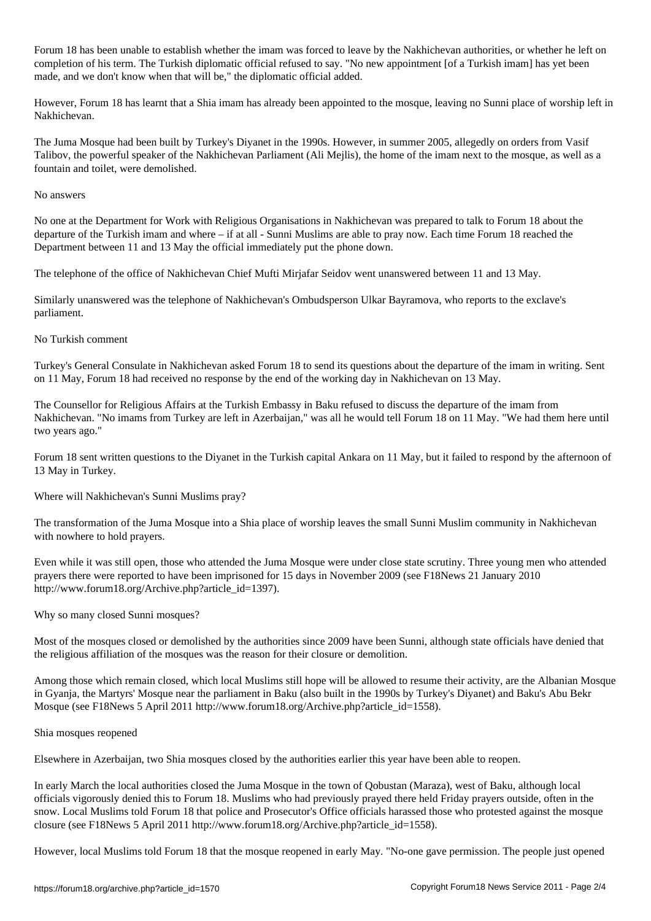Forum 18 has been unable to establish whether the imam was forced to leave by the Nakhichevan authorities, or whether he left on completion of his term. The Turkish diplomatic official refused to say. "No new appointment [of a Turkish imam] has yet been made, and we don't know when that will be," the diplomatic official added.

However, Forum 18 has learnt that a Shia imam has already been appointed to the mosque, leaving no Sunni place of worship left in Nakhichevan.

The Juma Mosque had been built by Turkey's Diyanet in the 1990s. However, in summer 2005, allegedly on orders from Vasif Talibov, the powerful speaker of the Nakhichevan Parliament (Ali Mejlis), the home of the imam next to the mosque, as well as a fountain and toilet, were demolished.

## No answers

No one at the Department for Work with Religious Organisations in Nakhichevan was prepared to talk to Forum 18 about the departure of the Turkish imam and where – if at all - Sunni Muslims are able to pray now. Each time Forum 18 reached the Department between 11 and 13 May the official immediately put the phone down.

The telephone of the office of Nakhichevan Chief Mufti Mirjafar Seidov went unanswered between 11 and 13 May.

Similarly unanswered was the telephone of Nakhichevan's Ombudsperson Ulkar Bayramova, who reports to the exclave's parliament.

## No Turkish comment

Turkey's General Consulate in Nakhichevan asked Forum 18 to send its questions about the departure of the imam in writing. Sent on 11 May, Forum 18 had received no response by the end of the working day in Nakhichevan on 13 May.

The Counsellor for Religious Affairs at the Turkish Embassy in Baku refused to discuss the departure of the imam from Nakhichevan. "No imams from Turkey are left in Azerbaijan," was all he would tell Forum 18 on 11 May. "We had them here until two years ago."

Forum 18 sent written questions to the Diyanet in the Turkish capital Ankara on 11 May, but it failed to respond by the afternoon of 13 May in Turkey.

## Where will Nakhichevan's Sunni Muslims pray?

The transformation of the Juma Mosque into a Shia place of worship leaves the small Sunni Muslim community in Nakhichevan with nowhere to hold prayers.

Even while it was still open, those who attended the Juma Mosque were under close state scrutiny. Three young men who attended prayers there were reported to have been imprisoned for 15 days in November 2009 (see F18News 21 January 2010 http://www.forum18.org/Archive.php?article_id=1397).

## Why so many closed Sunni mosques?

Most of the mosques closed or demolished by the authorities since 2009 have been Sunni, although state officials have denied that the religious affiliation of the mosques was the reason for their closure or demolition.

Among those which remain closed, which local Muslims still hope will be allowed to resume their activity, are the Albanian Mosque in Gyanja, the Martyrs' Mosque near the parliament in Baku (also built in the 1990s by Turkey's Diyanet) and Baku's Abu Bekr Mosque (see F18News 5 April 2011 http://www.forum18.org/Archive.php?article_id=1558).

## Shia mosques reopened

Elsewhere in Azerbaijan, two Shia mosques closed by the authorities earlier this year have been able to reopen.

In early March the local authorities closed the Juma Mosque in the town of Qobustan (Maraza), west of Baku, although local officials vigorously denied this to Forum 18. Muslims who had previously prayed there held Friday prayers outside, often in the snow. Local Muslims told Forum 18 that police and Prosecutor's Office officials harassed those who protested against the mosque closure (see F18News 5 April 2011 http://www.forum18.org/Archive.php?article_id=1558).

However, local Muslims told Forum 18 that the mosque reopened in early May. "No-one gave permission. The people just opened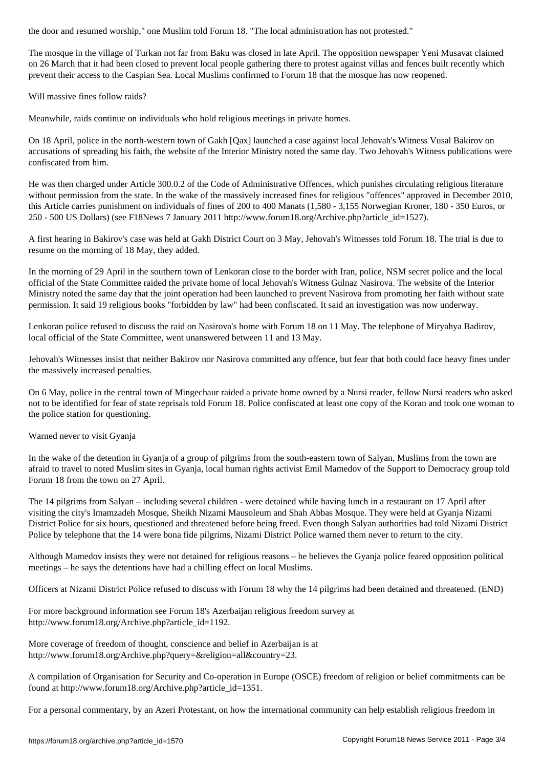the door and resumed worship," one Muslim told Forum 18. "The local administration has not protested."

The mosque in the village of Turkan not far from Baku was closed in late April. The opposition newspaper Yeni Musavat claimed on 26 March that it had been closed to prevent local people gathering there to protest against villas and fences built recently which prevent their access to the Caspian Sea. Local Muslims confirmed to Forum 18 that the mosque has now reopened.

## Will massive fines follow raids?

Meanwhile, raids continue on individuals who hold religious meetings in private homes.

On 18 April, police in the north-western town of Gakh [Qax] launched a case against local Jehovah's Witness Vusal Bakirov on accusations of spreading his faith, the website of the Interior Ministry noted the same day. Two Jehovah's Witness publications were confiscated from him.

He was then charged under Article 300.0.2 of the Code of Administrative Offences, which punishes circulating religious literature without permission from the state. In the wake of the massively increased fines for religious "offences" approved in December 2010, this Article carries punishment on individuals of fines of 200 to 400 Manats (1,580 - 3,155 Norwegian Kroner, 180 - 350 Euros, or 250 - 500 US Dollars) (see F18News 7 January 2011 http://www.forum18.org/Archive.php?article_id=1527).

A first hearing in Bakirov's case was held at Gakh District Court on 3 May, Jehovah's Witnesses told Forum 18. The trial is due to resume on the morning of 18 May, they added.

In the morning of 29 April in the southern town of Lenkoran close to the border with Iran, police, NSM secret police and the local official of the State Committee raided the private home of local Jehovah's Witness Gulnaz Nasirova. The website of the Interior Ministry noted the same day that the joint operation had been launched to prevent Nasirova from promoting her faith without state permission. It said 19 religious books "forbidden by law" had been confiscated. It said an investigation was now underway.

Lenkoran police refused to discuss the raid on Nasirova's home with Forum 18 on 11 May. The telephone of Miryahya Badirov, local official of the State Committee, went unanswered between 11 and 13 May.

Jehovah's Witnesses insist that neither Bakirov nor Nasirova committed any offence, but fear that both could face heavy fines under the massively increased penalties.

On 6 May, police in the central town of Mingechaur raided a private home owned by a Nursi reader, fellow Nursi readers who asked not to be identified for fear of state reprisals told Forum 18. Police confiscated at least one copy of the Koran and took one woman to the police station for questioning.

## Warned never to visit Gyanja

In the wake of the detention in Gyanja of a group of pilgrims from the south-eastern town of Salyan, Muslims from the town are afraid to travel to noted Muslim sites in Gyanja, local human rights activist Emil Mamedov of the Support to Democracy group told Forum 18 from the town on 27 April.

The 14 pilgrims from Salyan – including several children - were detained while having lunch in a restaurant on 17 April after visiting the city's Imamzadeh Mosque, Sheikh Nizami Mausoleum and Shah Abbas Mosque. They were held at Gyanja Nizami District Police for six hours, questioned and threatened before being freed. Even though Salyan authorities had told Nizami District Police by telephone that the 14 were bona fide pilgrims, Nizami District Police warned them never to return to the city.

Although Mamedov insists they were not detained for religious reasons – he believes the Gyanja police feared opposition political meetings – he says the detentions have had a chilling effect on local Muslims.

Officers at Nizami District Police refused to discuss with Forum 18 why the 14 pilgrims had been detained and threatened. (END)

For more background information see Forum 18's Azerbaijan religious freedom survey at http://www.forum18.org/Archive.php?article_id=1192.

More coverage of freedom of thought, conscience and belief in Azerbaijan is at http://www.forum18.org/Archive.php?query=&religion=all&country=23.

A compilation of Organisation for Security and Co-operation in Europe (OSCE) freedom of religion or belief commitments can be found at http://www.forum18.org/Archive.php?article_id=1351.

For a personal commentary, by an Azeri Protestant, on how the international community can help establish religious freedom in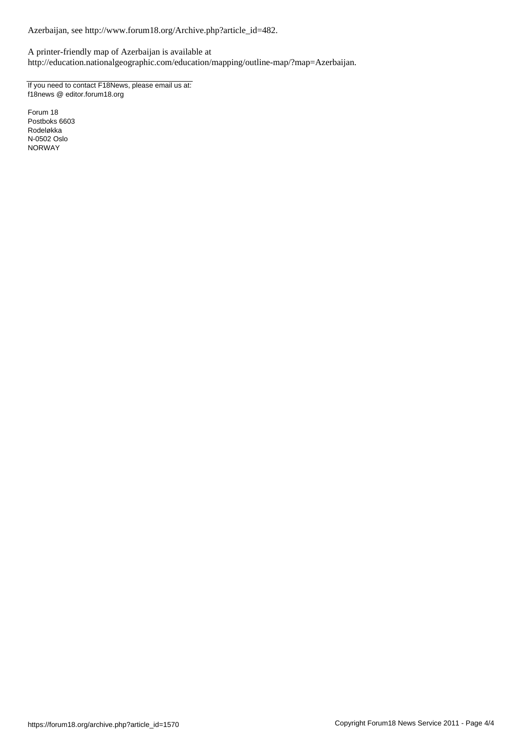Azerbaijan, see http://www.forum18.org/Archive.php?article_id=482.

A printer-friendly map of Azerbaijan is available at
http://education.nationalgeographic.com/education/mapping/outline-map/?map=Azerbaijan.

If you need to contact F18News, please email us at:
f18news @ editor.forum18.org

Forum 18
Postboks 6603
Rodeløkka
N-0502 Oslo
NORWAY